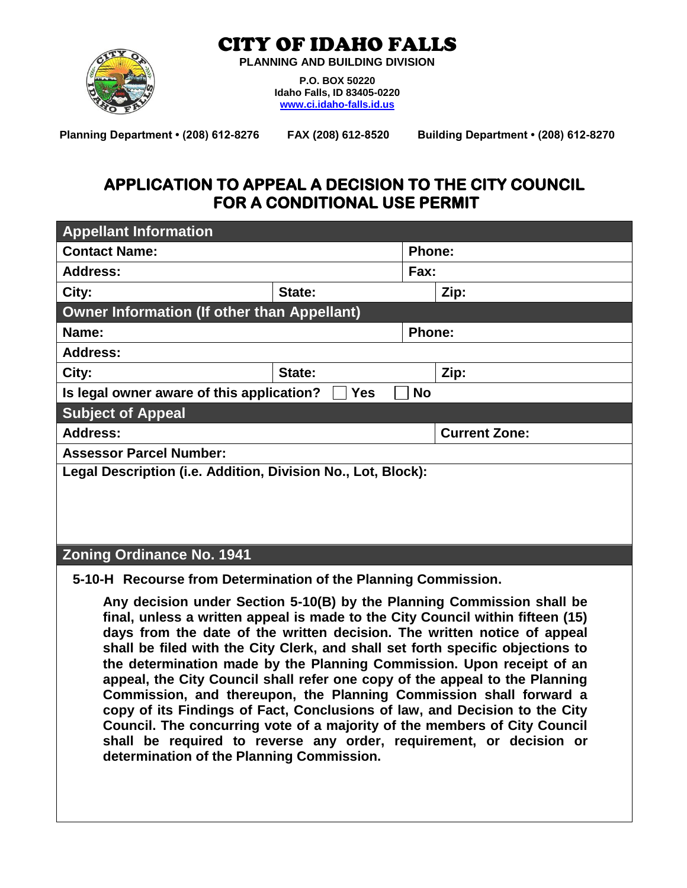# CITY OF IDAHO FALLS

**PLANNING AND BUILDING DIVISION**

**P.O. BOX 50220**
**Idaho Falls, ID 83405-0220**
**www.ci.idaho-falls.id.us**

**Planning Department • (208) 612-8276** **FAX (208) 612-8520** **Building Department • (208) 612-8270**

## APPLICATION TO APPEAL A DECISION TO THE CITY COUNCIL FOR A CONDITIONAL USE PERMIT

| **Appellant Information** | | |
|---|---|---|
| **Contact Name:** | | **Phone:** |
| **Address:** | | **Fax:** |
| **City:** | **State:** | **Zip:** |

| **Owner Information (If other than Appellant)** | | |
|---|---|---|
| **Name:** | | **Phone:** |
| **Address:** | | |
| **City:** | **State:** | **Zip:** |
| **Is legal owner aware of this application?** ☐ **Yes** ☐ **No** | | |

| **Subject of Appeal** | |
|---|---|
| **Address:** | **Current Zone:** |
| **Assessor Parcel Number:** | |
| **Legal Description (i.e. Addition, Division No., Lot, Block):** | |

### Zoning Ordinance No. 1941

**5-10-H Recourse from Determination of the Planning Commission.**

**Any decision under Section 5-10(B) by the Planning Commission shall be final, unless a written appeal is made to the City Council within fifteen (15) days from the date of the written decision. The written notice of appeal shall be filed with the City Clerk, and shall set forth specific objections to the determination made by the Planning Commission. Upon receipt of an appeal, the City Council shall refer one copy of the appeal to the Planning Commission, and thereupon, the Planning Commission shall forward a copy of its Findings of Fact, Conclusions of law, and Decision to the City Council. The concurring vote of a majority of the members of City Council shall be required to reverse any order, requirement, or decision or determination of the Planning Commission.**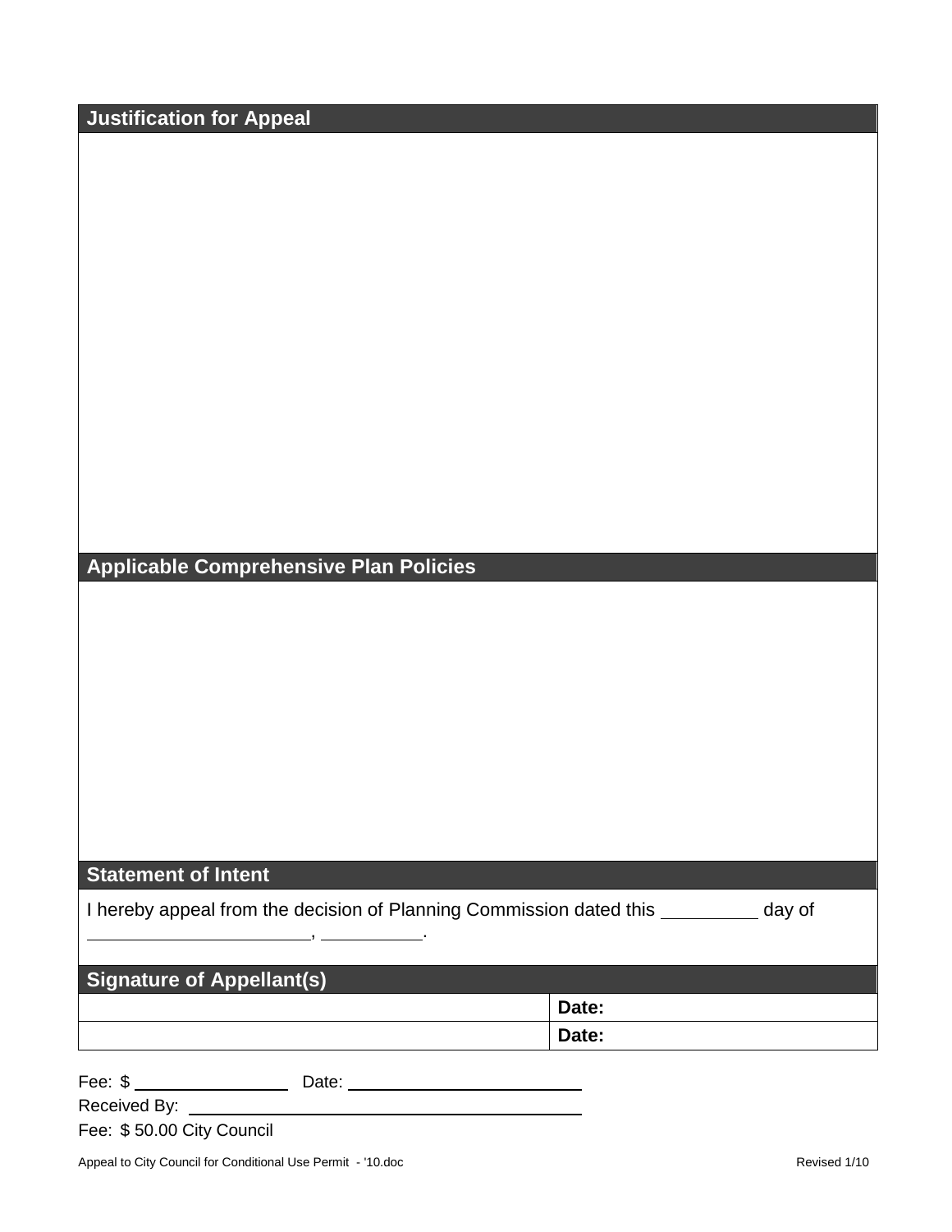## Justification for Appeal

## Applicable Comprehensive Plan Policies

## Statement of Intent

I hereby appeal from the decision of Planning Commission dated this __________ day of ______________________, __________.

## Signature of Appellant(s)

| | |
|---|---|
| | **Date:** |
| | **Date:** |

Fee: $ ________________ Date: __________________________

Received By: ______________________________________________

Fee: $ 50.00 City Council

Appeal to City Council for Conditional Use Permit - '10.doc Revised 1/10